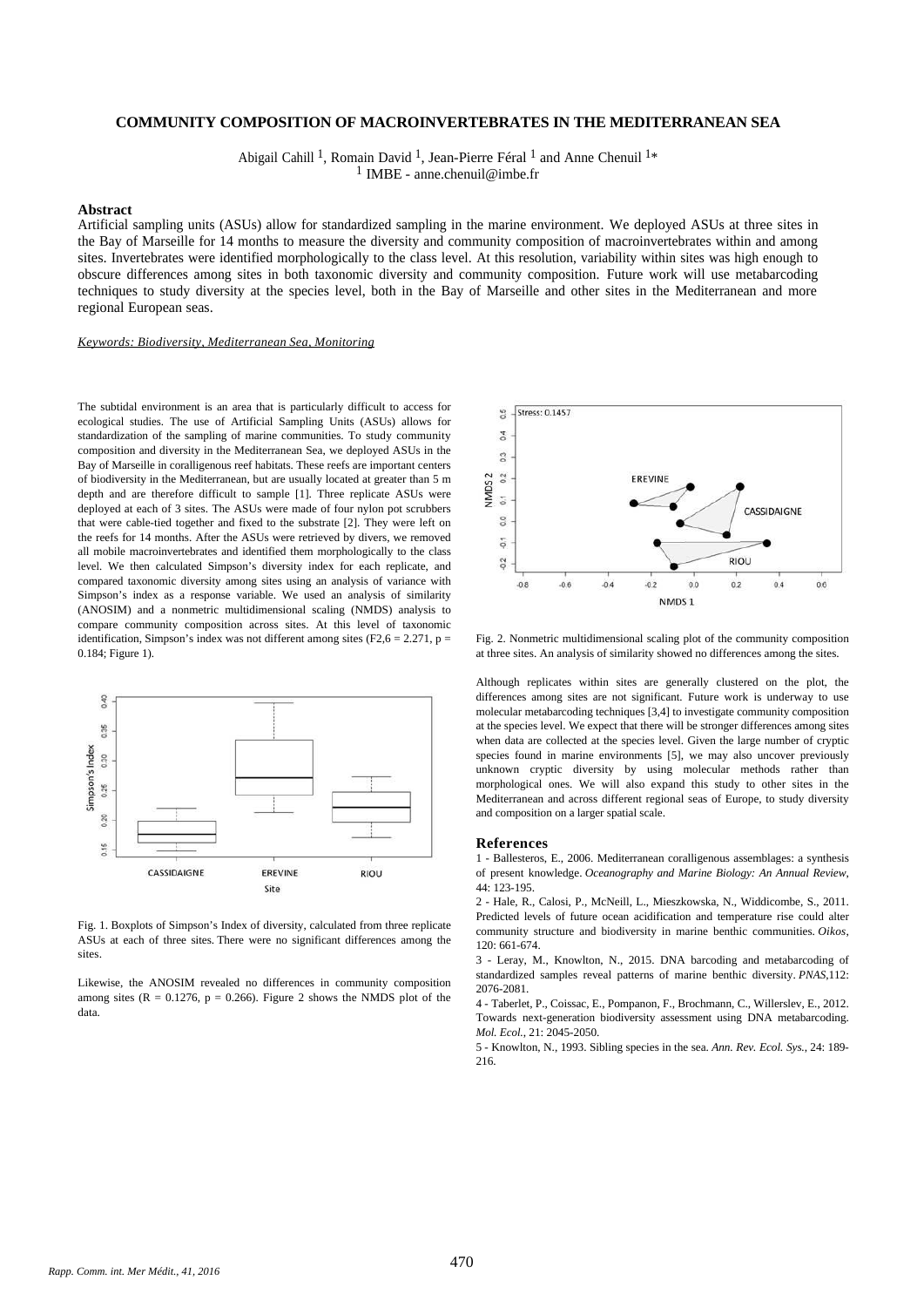# COMMUNITY COMPOSITION OF MACROINVERTEBRATES IN THE MEDITERRANEAN SEA

Abigail Cahill [1], Romain David [1], Jean-Pierre Féral [1] and Anne Chenuil [1]*

[1] IMBE - anne.chenuil@imbe.fr

## Abstract

Artificial sampling units (ASUs) allow for standardized sampling in the marine environment. We deployed ASUs at three sites in the Bay of Marseille for 14 months to measure the diversity and community composition of macroinvertebrates within and among sites. Invertebrates were identified morphologically to the class level. At this resolution, variability within sites was high enough to obscure differences among sites in both taxonomic diversity and community composition. Future work will use metabarcoding techniques to study diversity at the species level, both in the Bay of Marseille and other sites in the Mediterranean and more regional European seas.

*Keywords: Biodiversity, Mediterranean Sea, Monitoring*

The subtidal environment is an area that is particularly difficult to access for ecological studies. The use of Artificial Sampling Units (ASUs) allows for standardization of the sampling of marine communities. To study community composition and diversity in the Mediterranean Sea, we deployed ASUs in the Bay of Marseille in coralligenous reef habitats. These reefs are important centers of biodiversity in the Mediterranean, but are usually located at greater than 5 m depth and are therefore difficult to sample [1]. Three replicate ASUs were deployed at each of 3 sites. The ASUs were made of four nylon pot scrubbers that were cable-tied together and fixed to the substrate [2]. They were left on the reefs for 14 months. After the ASUs were retrieved by divers, we removed all mobile macroinvertebrates and identified them morphologically to the class level. We then calculated Simpson's diversity index for each replicate, and compared taxonomic diversity among sites using an analysis of variance with Simpson's index as a response variable. We used an analysis of similarity (ANOSIM) and a nonmetric multidimensional scaling (NMDS) analysis to compare community composition across sites. At this level of taxonomic identification, Simpson's index was not different among sites ($F_{2,6} = 2.271$, $p = 0.184$; Figure 1).

Fig. 1. Boxplots of Simpson's Index of diversity, calculated from three replicate ASUs at each of three sites. There were no significant differences among the sites.

Likewise, the ANOSIM revealed no differences in community composition among sites ($R = 0.1276$, $p = 0.266$). Figure 2 shows the NMDS plot of the data.

Fig. 2. Nonmetric multidimensional scaling plot of the community composition at three sites. An analysis of similarity showed no differences among the sites.

Although replicates within sites are generally clustered on the plot, the differences among sites are not significant. Future work is underway to use molecular metabarcoding techniques [3,4] to investigate community composition at the species level. We expect that there will be stronger differences among sites when data are collected at the species level. Given the large number of cryptic species found in marine environments [5], we may also uncover previously unknown cryptic diversity by using molecular methods rather than morphological ones. We will also expand this study to other sites in the Mediterranean and across different regional seas of Europe, to study diversity and composition on a larger spatial scale.

## References

1 - Ballesteros, E., 2006. Mediterranean coralligenous assemblages: a synthesis of present knowledge. *Oceanography and Marine Biology: An Annual Review*, 44: 123-195.

2 - Hale, R., Calosi, P., McNeill, L., Mieszkowska, N., Widdicombe, S., 2011. Predicted levels of future ocean acidification and temperature rise could alter community structure and biodiversity in marine benthic communities. *Oikos*, 120: 661-674.

3 - Leray, M., Knowlton, N., 2015. DNA barcoding and metabarcoding of standardized samples reveal patterns of marine benthic diversity. *PNAS*,112: 2076-2081.

4 - Taberlet, P., Coissac, E., Pompanon, F., Brochmann, C., Willerslev, E., 2012. Towards next-generation biodiversity assessment using DNA metabarcoding. *Mol. Ecol.*, 21: 2045-2050.

5 - Knowlton, N., 1993. Sibling species in the sea. *Ann. Rev. Ecol. Sys.*, 24: 189-216.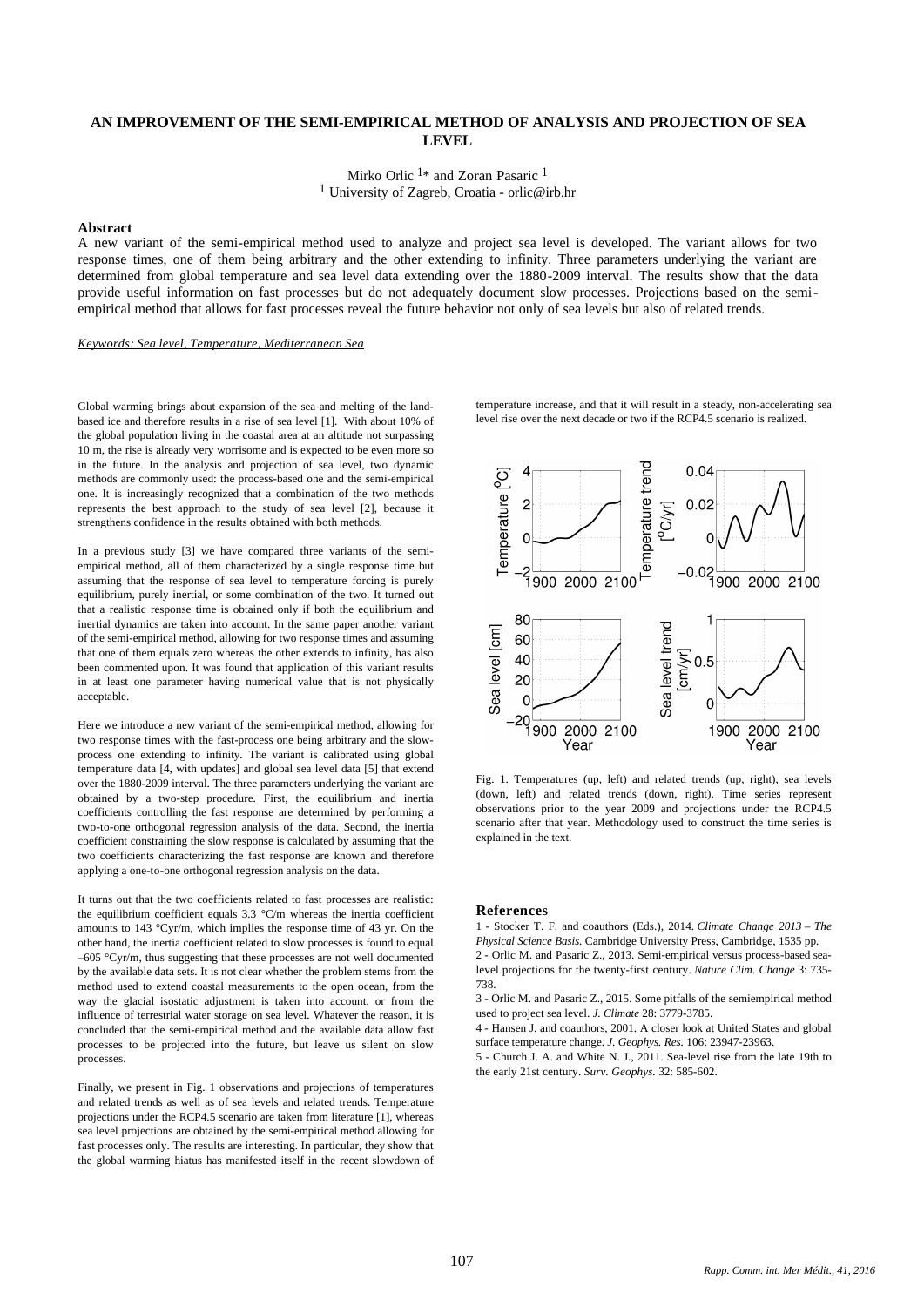## AN IMPROVEMENT OF THE SEMI-EMPIRICAL METHOD OF ANALYSIS AND PROJECTION OF SEA LEVEL

Mirko Orlic [1]* and Zoran Pasaric [1]

[1] University of Zagreb, Croatia - orlic@irb.hr

### Abstract

A new variant of the semi-empirical method used to analyze and project sea level is developed. The variant allows for two response times, one of them being arbitrary and the other extending to infinity. Three parameters underlying the variant are determined from global temperature and sea level data extending over the 1880-2009 interval. The results show that the data provide useful information on fast processes but do not adequately document slow processes. Projections based on the semi-empirical method that allows for fast processes reveal the future behavior not only of sea levels but also of related trends.

*Keywords: Sea level, Temperature, Mediterranean Sea*

Global warming brings about expansion of the sea and melting of the land-based ice and therefore results in a rise of sea level [1]. With about 10% of the global population living in the coastal area at an altitude not surpassing 10 m, the rise is already very worrisome and is expected to be even more so in the future. In the analysis and projection of sea level, two dynamic methods are commonly used: the process-based one and the semi-empirical one. It is increasingly recognized that a combination of the two methods represents the best approach to the study of sea level [2], because it strengthens confidence in the results obtained with both methods.

In a previous study [3] we have compared three variants of the semi-empirical method, all of them characterized by a single response time but assuming that the response of sea level to temperature forcing is purely equilibrium, purely inertial, or some combination of the two. It turned out that a realistic response time is obtained only if both the equilibrium and inertial dynamics are taken into account. In the same paper another variant of the semi-empirical method, allowing for two response times and assuming that one of them equals zero whereas the other extends to infinity, has also been commented upon. It was found that application of this variant results in at least one parameter having numerical value that is not physically acceptable.

Here we introduce a new variant of the semi-empirical method, allowing for two response times with the fast-process one being arbitrary and the slow-process one extending to infinity. The variant is calibrated using global temperature data [4, with updates] and global sea level data [5] that extend over the 1880-2009 interval. The three parameters underlying the variant are obtained by a two-step procedure. First, the equilibrium and inertia coefficients controlling the fast response are determined by performing a two-to-one orthogonal regression analysis of the data. Second, the inertia coefficient constraining the slow response is calculated by assuming that the two coefficients characterizing the fast response are known and therefore applying a one-to-one orthogonal regression analysis on the data.

It turns out that the two coefficients related to fast processes are realistic: the equilibrium coefficient equals 3.3 °C/m whereas the inertia coefficient amounts to 143 °Cyr/m, which implies the response time of 43 yr. On the other hand, the inertia coefficient related to slow processes is found to equal –605 °Cyr/m, thus suggesting that these processes are not well documented by the available data sets. It is not clear whether the problem stems from the method used to extend coastal measurements to the open ocean, from the way the glacial isostatic adjustment is taken into account, or from the influence of terrestrial water storage on sea level. Whatever the reason, it is concluded that the semi-empirical method and the available data allow fast processes to be projected into the future, but leave us silent on slow processes.

Finally, we present in Fig. 1 observations and projections of temperatures and related trends as well as of sea levels and related trends. Temperature projections under the RCP4.5 scenario are taken from literature [1], whereas sea level projections are obtained by the semi-empirical method allowing for fast processes only. The results are interesting. In particular, they show that the global warming hiatus has manifested itself in the recent slowdown of temperature increase, and that it will result in a steady, non-accelerating sea level rise over the next decade or two if the RCP4.5 scenario is realized.

Temperature [°C]
4
2
0
−2
1900 2000 2100

Temperature trend [°C/yr]
0.04
0.02
0
−0.02
1900 2000 2100

Sea level [cm]
80
60
40
20
0
−20
1900 2000 2100
Year

Sea level trend [cm/yr]
1
0.5
0
1900 2000 2100
Year

Fig. 1. Temperatures (up, left) and related trends (up, right), sea levels (down, left) and related trends (down, right). Time series represent observations prior to the year 2009 and projections under the RCP4.5 scenario after that year. Methodology used to construct the time series is explained in the text.

### References

1 - Stocker T. F. and coauthors (Eds.), 2014. *Climate Change 2013 – The Physical Science Basis.* Cambridge University Press, Cambridge, 1535 pp.

2 - Orlic M. and Pasaric Z., 2013. Semi-empirical versus process-based sea-level projections for the twenty-first century. *Nature Clim. Change* 3: 735-738.

3 - Orlic M. and Pasaric Z., 2015. Some pitfalls of the semiempirical method used to project sea level. *J. Climate* 28: 3779-3785.

4 - Hansen J. and coauthors, 2001. A closer look at United States and global surface temperature change. *J. Geophys. Res.* 106: 23947-23963.

5 - Church J. A. and White N. J., 2011. Sea-level rise from the late 19th to the early 21st century. *Surv. Geophys.* 32: 585-602.